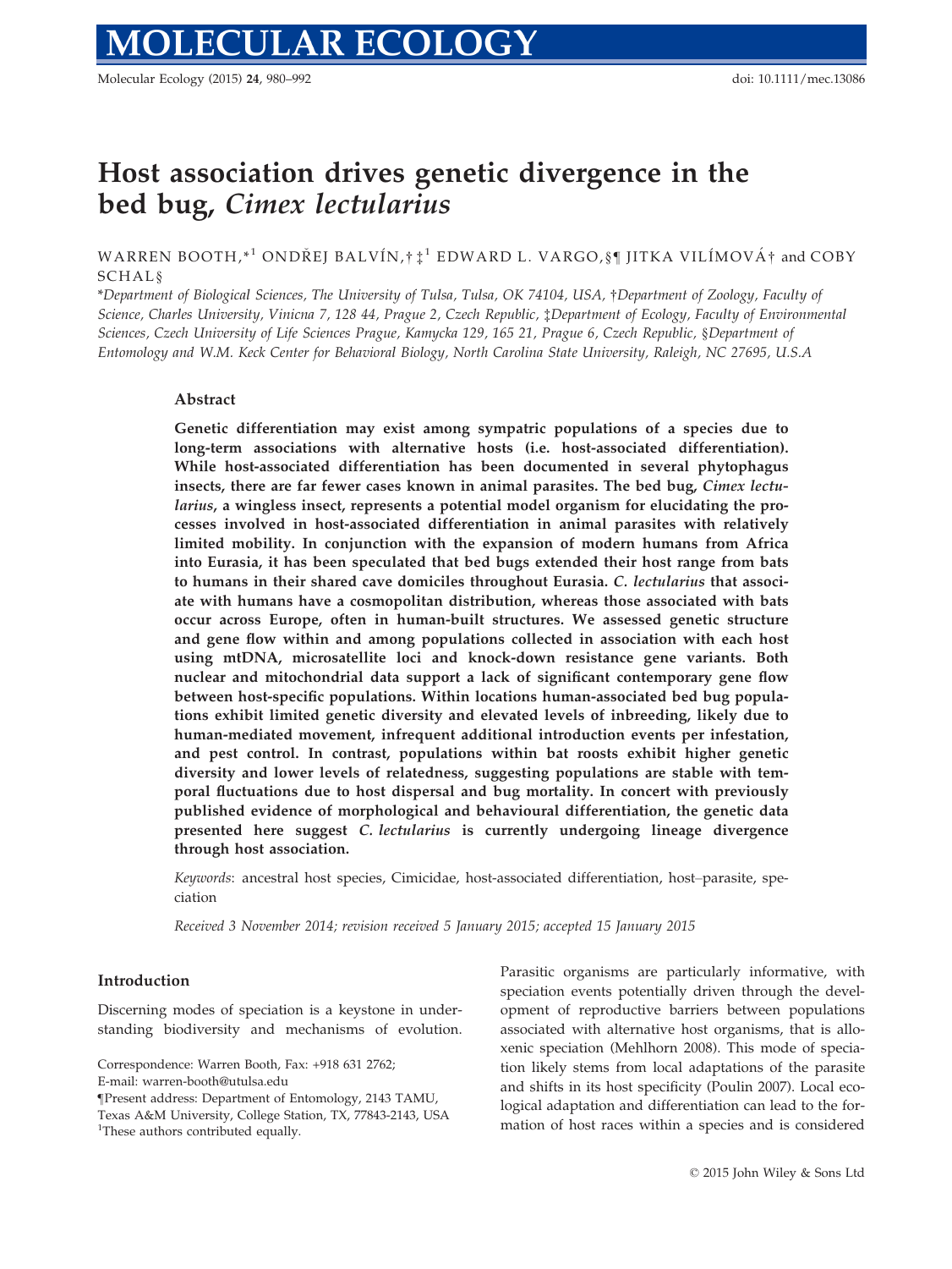# Host association drives genetic divergence in the bed bug, *Cimex lectularius*

WARREN BOOTH,*[1] ONDŘEJ BALVÍN,†‡[1] EDWARD L. VARGO,§¶ JITKA VILÍMOVÁ† and COBY SCHAL§

*Department of Biological Sciences, The University of Tulsa, Tulsa, OK 74104, USA, †Department of Zoology, Faculty of Science, Charles University, Vinicna 7, 128 44, Prague 2, Czech Republic, ‡Department of Ecology, Faculty of Environmental Sciences, Czech University of Life Sciences Prague, Kamycka 129, 165 21, Prague 6, Czech Republic, §Department of Entomology and W.M. Keck Center for Behavioral Biology, North Carolina State University, Raleigh, NC 27695, U.S.A*

## Abstract

**Genetic differentiation may exist among sympatric populations of a species due to long-term associations with alternative hosts (i.e. host-associated differentiation). While host-associated differentiation has been documented in several phytophagus insects, there are far fewer cases known in animal parasites. The bed bug, *Cimex lectularius*, a wingless insect, represents a potential model organism for elucidating the processes involved in host-associated differentiation in animal parasites with relatively limited mobility. In conjunction with the expansion of modern humans from Africa into Eurasia, it has been speculated that bed bugs extended their host range from bats to humans in their shared cave domiciles throughout Eurasia. *C. lectularius* that associate with humans have a cosmopolitan distribution, whereas those associated with bats occur across Europe, often in human-built structures. We assessed genetic structure and gene flow within and among populations collected in association with each host using mtDNA, microsatellite loci and knock-down resistance gene variants. Both nuclear and mitochondrial data support a lack of significant contemporary gene flow between host-specific populations. Within locations human-associated bed bug populations exhibit limited genetic diversity and elevated levels of inbreeding, likely due to human-mediated movement, infrequent additional introduction events per infestation, and pest control. In contrast, populations within bat roosts exhibit higher genetic diversity and lower levels of relatedness, suggesting populations are stable with temporal fluctuations due to host dispersal and bug mortality. In concert with previously published evidence of morphological and behavioural differentiation, the genetic data presented here suggest *C. lectularius* is currently undergoing lineage divergence through host association.**

*Keywords*: ancestral host species, Cimicidae, host-associated differentiation, host–parasite, speciation

*Received 3 November 2014; revision received 5 January 2015; accepted 15 January 2015*

## Introduction

Discerning modes of speciation is a keystone in understanding biodiversity and mechanisms of evolution. Parasitic organisms are particularly informative, with speciation events potentially driven through the development of reproductive barriers between populations associated with alternative host organisms, that is alloxenic speciation (Mehlhorn 2008). This mode of speciation likely stems from local adaptations of the parasite and shifts in its host specificity (Poulin 2007). Local ecological adaptation and differentiation can lead to the formation of host races within a species and is considered

Correspondence: Warren Booth, Fax: +918 631 2762; E-mail: warren-booth@utulsa.edu

¶Present address: Department of Entomology, 2143 TAMU, Texas A&M University, College Station, TX, 77843-2143, USA

[1]These authors contributed equally.

© 2015 John Wiley & Sons Ltd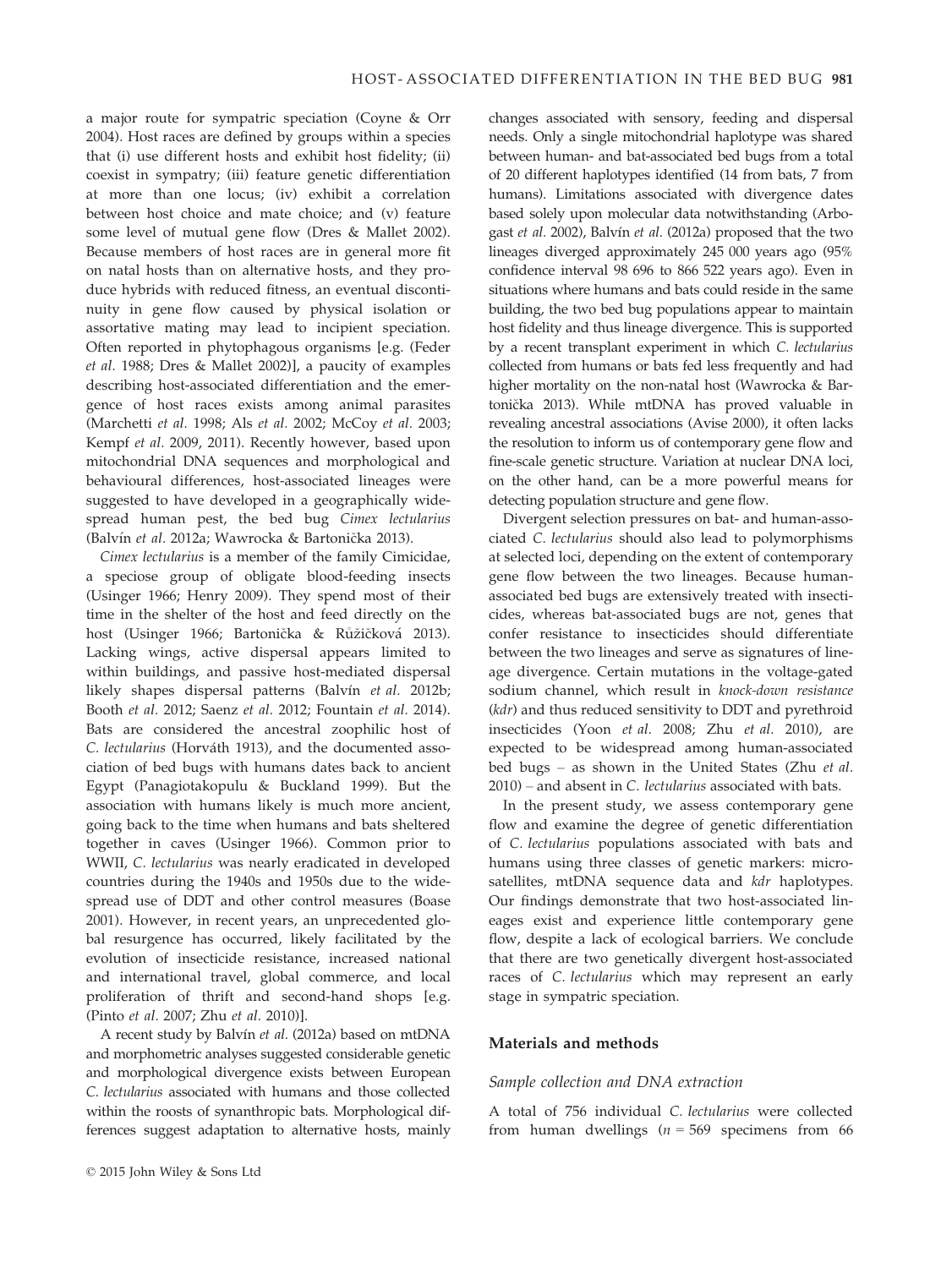a major route for sympatric speciation (Coyne & Orr 2004). Host races are defined by groups within a species that (i) use different hosts and exhibit host fidelity; (ii) coexist in sympatry; (iii) feature genetic differentiation at more than one locus; (iv) exhibit a correlation between host choice and mate choice; and (v) feature some level of mutual gene flow (Dres & Mallet 2002). Because members of host races are in general more fit on natal hosts than on alternative hosts, and they produce hybrids with reduced fitness, an eventual discontinuity in gene flow caused by physical isolation or assortative mating may lead to incipient speciation. Often reported in phytophagous organisms [e.g. (Feder *et al.* 1988; Dres & Mallet 2002)], a paucity of examples describing host-associated differentiation and the emergence of host races exists among animal parasites (Marchetti *et al.* 1998; Als *et al.* 2002; McCoy *et al.* 2003; Kempf *et al.* 2009, 2011). Recently however, based upon mitochondrial DNA sequences and morphological and behavioural differences, host-associated lineages were suggested to have developed in a geographically widespread human pest, the bed bug *Cimex lectularius* (Balvín *et al.* 2012a; Wawrocka & Bartonička 2013).

*Cimex lectularius* is a member of the family Cimicidae, a speciose group of obligate blood-feeding insects (Usinger 1966; Henry 2009). They spend most of their time in the shelter of the host and feed directly on the host (Usinger 1966; Bartonička & Růžičková 2013). Lacking wings, active dispersal appears limited to within buildings, and passive host-mediated dispersal likely shapes dispersal patterns (Balvín *et al.* 2012b; Booth *et al.* 2012; Saenz *et al.* 2012; Fountain *et al.* 2014). Bats are considered the ancestral zoophilic host of *C. lectularius* (Horváth 1913), and the documented association of bed bugs with humans dates back to ancient Egypt (Panagiotakopulu & Buckland 1999). But the association with humans likely is much more ancient, going back to the time when humans and bats sheltered together in caves (Usinger 1966). Common prior to WWII, *C. lectularius* was nearly eradicated in developed countries during the 1940s and 1950s due to the widespread use of DDT and other control measures (Boase 2001). However, in recent years, an unprecedented global resurgence has occurred, likely facilitated by the evolution of insecticide resistance, increased national and international travel, global commerce, and local proliferation of thrift and second-hand shops [e.g. (Pinto *et al.* 2007; Zhu *et al.* 2010)].

A recent study by Balvín *et al.* (2012a) based on mtDNA and morphometric analyses suggested considerable genetic and morphological divergence exists between European *C. lectularius* associated with humans and those collected within the roosts of synanthropic bats. Morphological differences suggest adaptation to alternative hosts, mainly changes associated with sensory, feeding and dispersal needs. Only a single mitochondrial haplotype was shared between human- and bat-associated bed bugs from a total of 20 different haplotypes identified (14 from bats, 7 from humans). Limitations associated with divergence dates based solely upon molecular data notwithstanding (Arbogast *et al.* 2002), Balvín *et al.* (2012a) proposed that the two lineages diverged approximately 245 000 years ago (95% confidence interval 98 696 to 866 522 years ago). Even in situations where humans and bats could reside in the same building, the two bed bug populations appear to maintain host fidelity and thus lineage divergence. This is supported by a recent transplant experiment in which *C. lectularius* collected from humans or bats fed less frequently and had higher mortality on the non-natal host (Wawrocka & Bartonička 2013). While mtDNA has proved valuable in revealing ancestral associations (Avise 2000), it often lacks the resolution to inform us of contemporary gene flow and fine-scale genetic structure. Variation at nuclear DNA loci, on the other hand, can be a more powerful means for detecting population structure and gene flow.

Divergent selection pressures on bat- and human-associated *C. lectularius* should also lead to polymorphisms at selected loci, depending on the extent of contemporary gene flow between the two lineages. Because human-associated bed bugs are extensively treated with insecticides, whereas bat-associated bugs are not, genes that confer resistance to insecticides should differentiate between the two lineages and serve as signatures of lineage divergence. Certain mutations in the voltage-gated sodium channel, which result in *knock-down resistance* (*kdr*) and thus reduced sensitivity to DDT and pyrethroid insecticides (Yoon *et al.* 2008; Zhu *et al.* 2010), are expected to be widespread among human-associated bed bugs – as shown in the United States (Zhu *et al.* 2010) – and absent in *C. lectularius* associated with bats.

In the present study, we assess contemporary gene flow and examine the degree of genetic differentiation of *C. lectularius* populations associated with bats and humans using three classes of genetic markers: microsatellites, mtDNA sequence data and *kdr* haplotypes. Our findings demonstrate that two host-associated lineages exist and experience little contemporary gene flow, despite a lack of ecological barriers. We conclude that there are two genetically divergent host-associated races of *C. lectularius* which may represent an early stage in sympatric speciation.

## Materials and methods

### Sample collection and DNA extraction

A total of 756 individual *C. lectularius* were collected from human dwellings ($n = 569$ specimens from 66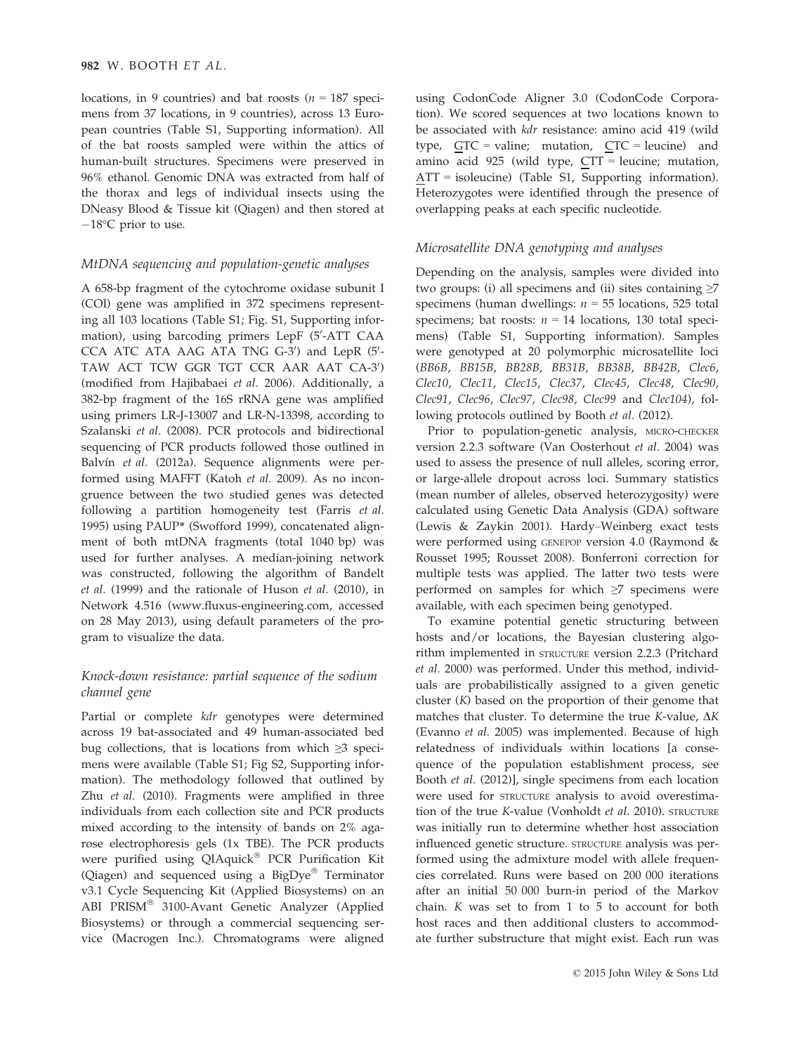locations, in 9 countries) and bat roosts ($n = 187$ specimens from 37 locations, in 9 countries), across 13 European countries (Table S1, Supporting information). All of the bat roosts sampled were within the attics of human-built structures. Specimens were preserved in 96% ethanol. Genomic DNA was extracted from half of the thorax and legs of individual insects using the DNeasy Blood & Tissue kit (Qiagen) and then stored at −18°C prior to use.

### MtDNA sequencing and population-genetic analyses

A 658-bp fragment of the cytochrome oxidase subunit I (COI) gene was amplified in 372 specimens representing all 103 locations (Table S1; Fig. S1, Supporting information), using barcoding primers LepF (5′-ATT CAA CCA ATC ATA AAG ATA TNG G-3′) and LepR (5′-TAW ACT TCW GGR TGT CCR AAR AAT CA-3′) (modified from Hajibabaei *et al.* 2006). Additionally, a 382-bp fragment of the 16S rRNA gene was amplified using primers LR-J-13007 and LR-N-13398, according to Szalanski *et al.* (2008). PCR protocols and bidirectional sequencing of PCR products followed those outlined in Balvín *et al.* (2012a). Sequence alignments were performed using MAFFT (Katoh *et al.* 2009). As no incongruence between the two studied genes was detected following a partition homogeneity test (Farris *et al.* 1995) using PAUP* (Swofford 1999), concatenated alignment of both mtDNA fragments (total 1040 bp) was used for further analyses. A median-joining network was constructed, following the algorithm of Bandelt *et al.* (1999) and the rationale of Huson *et al.* (2010), in Network 4.516 (www.fluxus-engineering.com, accessed on 28 May 2013), using default parameters of the program to visualize the data.

### Knock-down resistance: partial sequence of the sodium channel gene

Partial or complete *kdr* genotypes were determined across 19 bat-associated and 49 human-associated bed bug collections, that is locations from which ≥3 specimens were available (Table S1; Fig S2, Supporting information). The methodology followed that outlined by Zhu *et al.* (2010). Fragments were amplified in three individuals from each collection site and PCR products mixed according to the intensity of bands on 2% agarose electrophoresis gels (1x TBE). The PCR products were purified using QIAquick® PCR Purification Kit (Qiagen) and sequenced using a BigDye® Terminator v3.1 Cycle Sequencing Kit (Applied Biosystems) on an ABI PRISM® 3100-Avant Genetic Analyzer (Applied Biosystems) or through a commercial sequencing service (Macrogen Inc.). Chromatograms were aligned using CodonCode Aligner 3.0 (CodonCode Corporation). We scored sequences at two locations known to be associated with *kdr* resistance: amino acid 419 (wild type, GTC = valine; mutation, CTC = leucine) and amino acid 925 (wild type, CTT = leucine; mutation, ATT = isoleucine) (Table S1, Supporting information). Heterozygotes were identified through the presence of overlapping peaks at each specific nucleotide.

### Microsatellite DNA genotyping and analyses

Depending on the analysis, samples were divided into two groups: (i) all specimens and (ii) sites containing ≥7 specimens (human dwellings: $n = 55$ locations, 525 total specimens; bat roosts: $n = 14$ locations, 130 total specimens) (Table S1, Supporting information). Samples were genotyped at 20 polymorphic microsatellite loci (*BB6B*, *BB15B*, *BB28B*, *BB31B*, *BB38B*, *BB42B*, *Clec6*, *Clec10*, *Clec11*, *Clec15*, *Clec37*, *Clec45*, *Clec48*, *Clec90*, *Clec91*, *Clec96*, *Clec97*, *Clec98*, *Clec99* and *Clec104*), following protocols outlined by Booth *et al.* (2012).

Prior to population-genetic analysis, MICRO-CHECKER version 2.2.3 software (Van Oosterhout *et al.* 2004) was used to assess the presence of null alleles, scoring error, or large-allele dropout across loci. Summary statistics (mean number of alleles, observed heterozygosity) were calculated using Genetic Data Analysis (GDA) software (Lewis & Zaykin 2001). Hardy–Weinberg exact tests were performed using GENEPOP version 4.0 (Raymond & Rousset 1995; Rousset 2008). Bonferroni correction for multiple tests was applied. The latter two tests were performed on samples for which ≥7 specimens were available, with each specimen being genotyped.

To examine potential genetic structuring between hosts and/or locations, the Bayesian clustering algorithm implemented in STRUCTURE version 2.2.3 (Pritchard *et al.* 2000) was performed. Under this method, individuals are probabilistically assigned to a given genetic cluster ($K$) based on the proportion of their genome that matches that cluster. To determine the true $K$-value, $\Delta K$ (Evanno *et al.* 2005) was implemented. Because of high relatedness of individuals within locations [a consequence of the population establishment process, see Booth *et al.* (2012)], single specimens from each location were used for STRUCTURE analysis to avoid overestimation of the true $K$-value (Vonholdt *et al.* 2010). STRUCTURE was initially run to determine whether host association influenced genetic structure. STRUCTURE analysis was performed using the admixture model with allele frequencies correlated. Runs were based on 200 000 iterations after an initial 50 000 burn-in period of the Markov chain. $K$ was set to from 1 to 5 to account for both host races and then additional clusters to accommodate further substructure that might exist. Each run was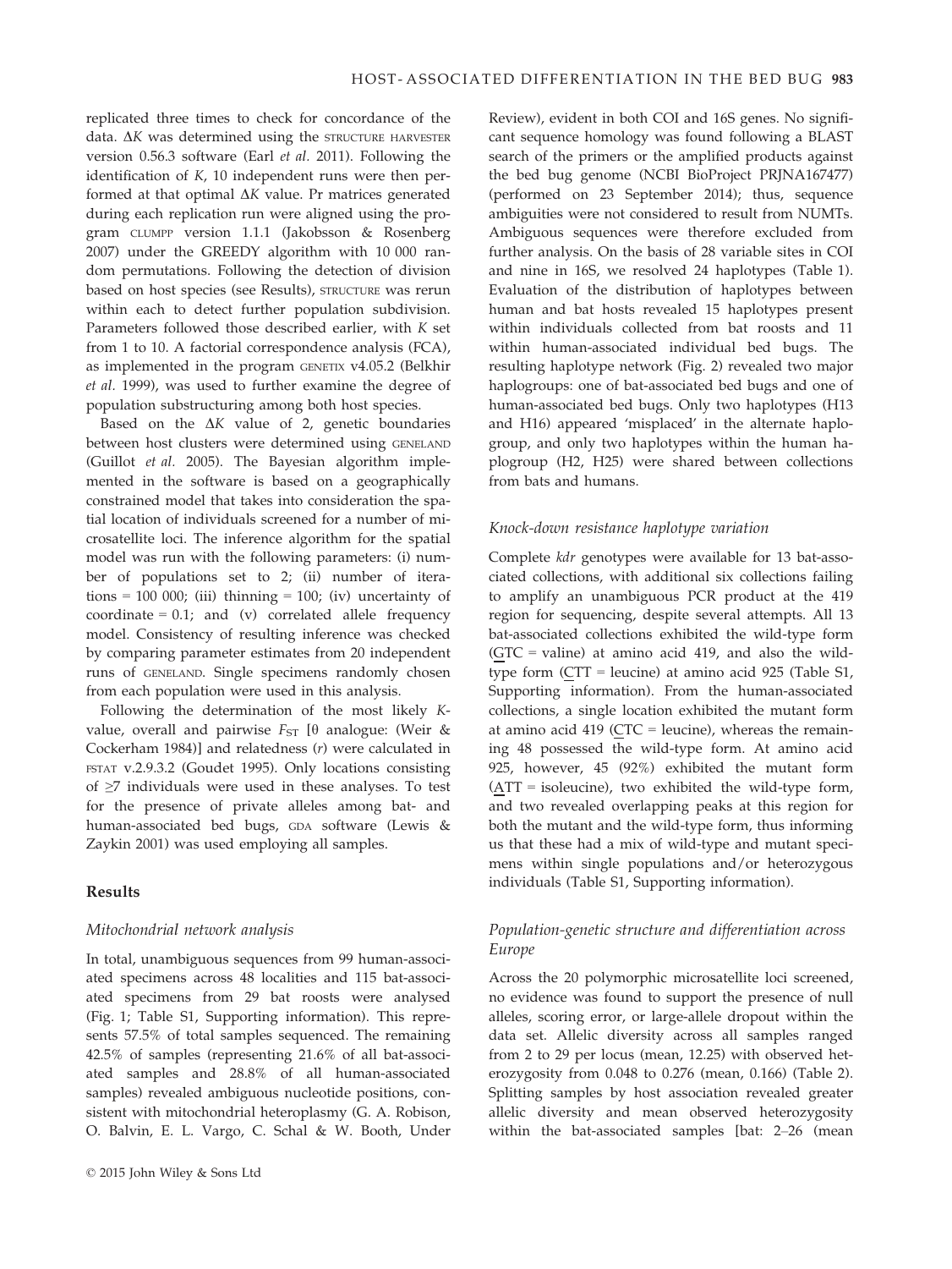replicated three times to check for concordance of the data. $\Delta K$ was determined using the STRUCTURE HARVESTER version 0.56.3 software (Earl *et al.* 2011). Following the identification of *K*, 10 independent runs were then performed at that optimal $\Delta K$ value. Pr matrices generated during each replication run were aligned using the program CLUMPP version 1.1.1 (Jakobsson & Rosenberg 2007) under the GREEDY algorithm with 10 000 random permutations. Following the detection of division based on host species (see Results), STRUCTURE was rerun within each to detect further population subdivision. Parameters followed those described earlier, with *K* set from 1 to 10. A factorial correspondence analysis (FCA), as implemented in the program GENETIX v4.05.2 (Belkhir *et al.* 1999), was used to further examine the degree of population substructuring among both host species.

Based on the $\Delta K$ value of 2, genetic boundaries between host clusters were determined using GENELAND (Guillot *et al.* 2005). The Bayesian algorithm implemented in the software is based on a geographically constrained model that takes into consideration the spatial location of individuals screened for a number of microsatellite loci. The inference algorithm for the spatial model was run with the following parameters: (i) number of populations set to 2; (ii) number of iterations = 100 000; (iii) thinning = 100; (iv) uncertainty of coordinate = 0.1; and (v) correlated allele frequency model. Consistency of resulting inference was checked by comparing parameter estimates from 20 independent runs of GENELAND. Single specimens randomly chosen from each population were used in this analysis.

Following the determination of the most likely *K*-value, overall and pairwise $F_{ST}$ [$\theta$ analogue: (Weir & Cockerham 1984)] and relatedness (*r*) were calculated in FSTAT v.2.9.3.2 (Goudet 1995). Only locations consisting of $\geq 7$ individuals were used in these analyses. To test for the presence of private alleles among bat- and human-associated bed bugs, GDA software (Lewis & Zaykin 2001) was used employing all samples.

## Results

### Mitochondrial network analysis

In total, unambiguous sequences from 99 human-associated specimens across 44 localities and 115 bat-associated specimens from 29 bat roosts were analysed (Fig. 1; Table S1, Supporting information). This represents 57.5% of total samples sequenced. The remaining 42.5% of samples (representing 21.6% of all bat-associated samples and 28.8% of all human-associated samples) revealed ambiguous nucleotide positions, consistent with mitochondrial heteroplasmy (G. A. Robison, O. Balvin, E. L. Vargo, C. Schal & W. Booth, Under Review), evident in both COI and 16S genes. No significant sequence homology was found following a BLAST search of the primers or the amplified products against the bed bug genome (NCBI BioProject PRJNA167477) (performed on 23 September 2014); thus, sequence ambiguities were not considered to result from NUMTs. Ambiguous sequences were therefore excluded from further analysis. On the basis of 28 variable sites in COI and nine in 16S, we resolved 24 haplotypes (Table 1). Evaluation of the distribution of haplotypes between human and bat hosts revealed 15 haplotypes present within individuals collected from bat roosts and 11 within human-associated individual bed bugs. The resulting haplotype network (Fig. 2) revealed two major haplogroups: one of bat-associated bed bugs and one of human-associated bed bugs. Only two haplotypes (H13 and H16) appeared 'misplaced' in the alternate haplogroup, and only two haplotypes within the human haplogroup (H2, H25) were shared between collections from bats and humans.

### Knock-down resistance haplotype variation

Complete *kdr* genotypes were available for 13 bat-associated collections, with additional six collections failing to amplify an unambiguous PCR product at the 419 region for sequencing, despite several attempts. All 13 bat-associated collections exhibited the wild-type form (GTC = valine) at amino acid 419, and also the wild-type form (CTT = leucine) at amino acid 925 (Table S1, Supporting information). From the human-associated collections, a single location exhibited the mutant form at amino acid 419 (CTC = leucine), whereas the remaining 48 possessed the wild-type form. At amino acid 925, however, 45 (92%) exhibited the mutant form (ATT = isoleucine), two exhibited the wild-type form, and two revealed overlapping peaks at this region for both the mutant and the wild-type form, thus informing us that these had a mix of wild-type and mutant specimens within single populations and/or heterozygous individuals (Table S1, Supporting information).

### Population-genetic structure and differentiation across Europe

Across the 20 polymorphic microsatellite loci screened, no evidence was found to support the presence of null alleles, scoring error, or large-allele dropout within the data set. Allelic diversity across all samples ranged from 2 to 29 per locus (mean, 12.25) with observed heterozygosity from 0.048 to 0.276 (mean, 0.166) (Table 2). Splitting samples by host association revealed greater allelic diversity and mean observed heterozygosity within the bat-associated samples [bat: 2–26 (mean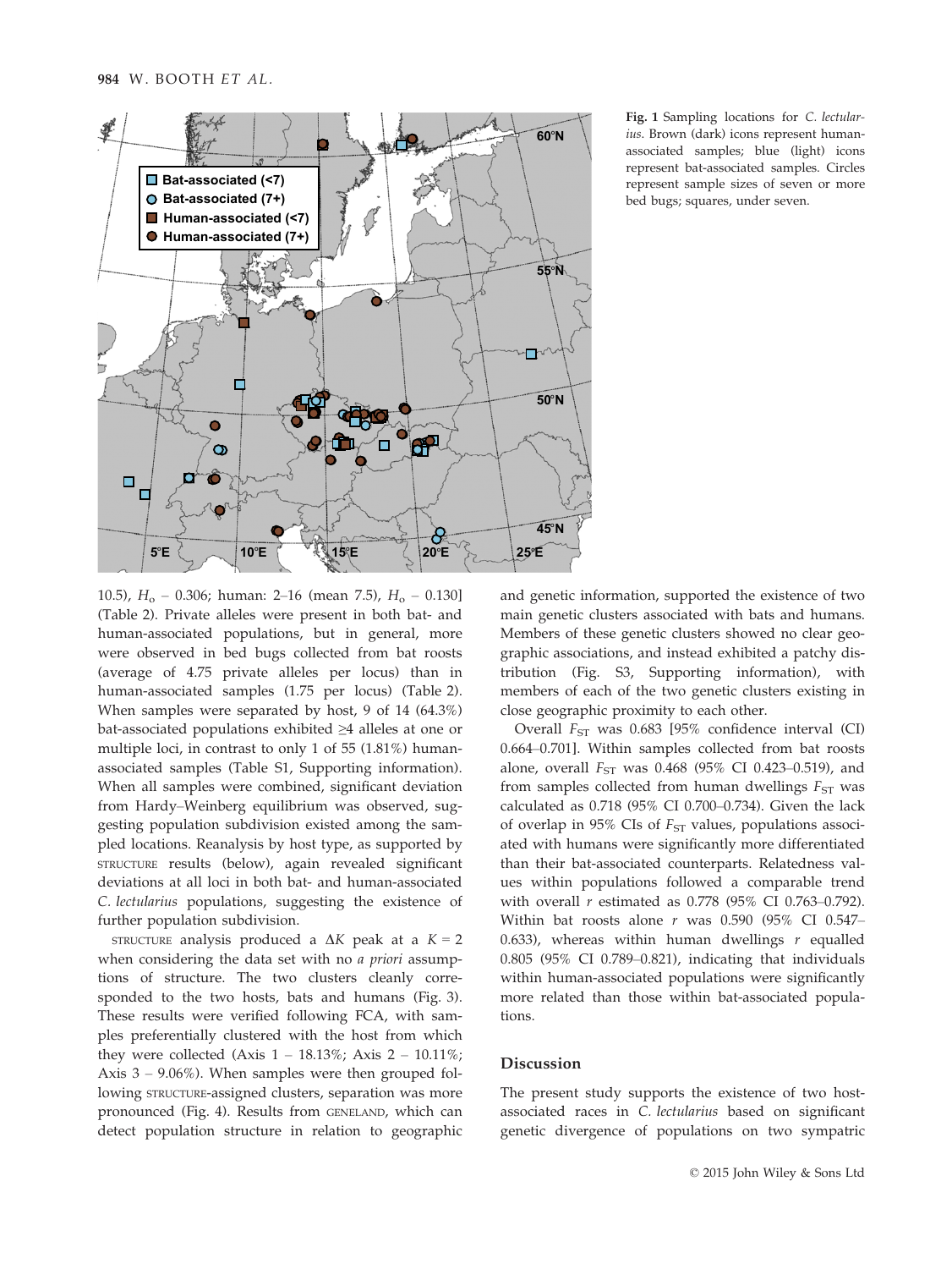Fig. 1 Sampling locations for *C. lectularius*. Brown (dark) icons represent human-associated samples; blue (light) icons represent bat-associated samples. Circles represent sample sizes of seven or more bed bugs; squares, under seven.

10.5), $H_o$ – 0.306; human: 2–16 (mean 7.5), $H_o$ – 0.130] (Table 2). Private alleles were present in both bat- and human-associated populations, but in general, more were observed in bed bugs collected from bat roosts (average of 4.75 private alleles per locus) than in human-associated samples (1.75 per locus) (Table 2). When samples were separated by host, 9 of 14 (64.3%) bat-associated populations exhibited ≥4 alleles at one or multiple loci, in contrast to only 1 of 55 (1.81%) human-associated samples (Table S1, Supporting information). When all samples were combined, significant deviation from Hardy–Weinberg equilibrium was observed, suggesting population subdivision existed among the sampled locations. Reanalysis by host type, as supported by STRUCTURE results (below), again revealed significant deviations at all loci in both bat- and human-associated *C. lectularius* populations, suggesting the existence of further population subdivision.

STRUCTURE analysis produced a Δ*K* peak at a *K* = 2 when considering the data set with no *a priori* assumptions of structure. The two clusters cleanly corresponded to the two hosts, bats and humans (Fig. 3). These results were verified following FCA, with samples preferentially clustered with the host from which they were collected (Axis 1 – 18.13%; Axis 2 – 10.11%; Axis 3 – 9.06%). When samples were then grouped following STRUCTURE-assigned clusters, separation was more pronounced (Fig. 4). Results from GENELAND, which can detect population structure in relation to geographic and genetic information, supported the existence of two main genetic clusters associated with bats and humans. Members of these genetic clusters showed no clear geographic associations, and instead exhibited a patchy distribution (Fig. S3, Supporting information), with members of each of the two genetic clusters existing in close geographic proximity to each other.

Overall $F_{ST}$ was 0.683 [95% confidence interval (CI) 0.664–0.701]. Within samples collected from bat roosts alone, overall $F_{ST}$ was 0.468 (95% CI 0.423–0.519), and from samples collected from human dwellings $F_{ST}$ was calculated as 0.718 (95% CI 0.700–0.734). Given the lack of overlap in 95% CIs of $F_{ST}$ values, populations associated with humans were significantly more differentiated than their bat-associated counterparts. Relatedness values within populations followed a comparable trend with overall *r* estimated as 0.778 (95% CI 0.763–0.792). Within bat roosts alone *r* was 0.590 (95% CI 0.547–0.633), whereas within human dwellings *r* equalled 0.805 (95% CI 0.789–0.821), indicating that individuals within human-associated populations were significantly more related than those within bat-associated populations.

## Discussion

The present study supports the existence of two host-associated races in *C. lectularius* based on significant genetic divergence of populations on two sympatric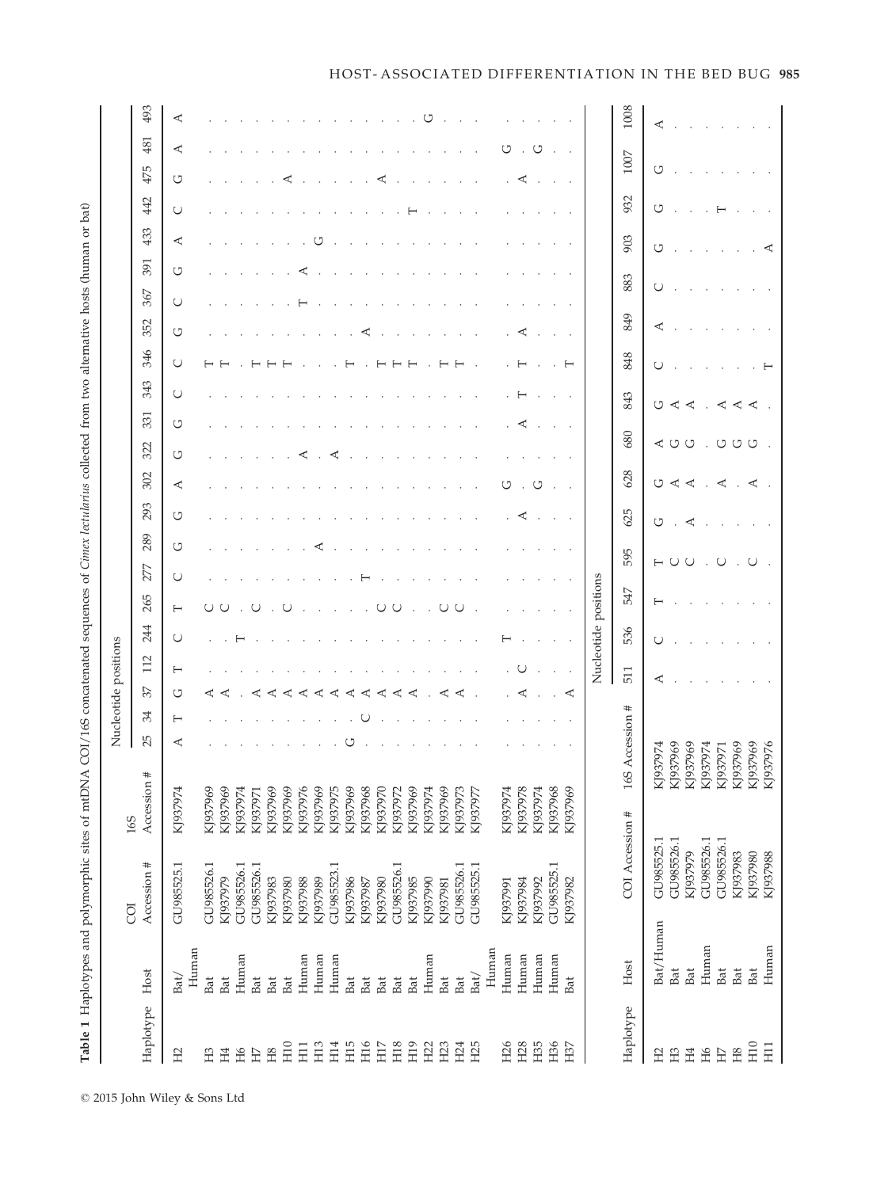**Table 1** Haplotypes and polymorphic sites of mtDNA COI/16S concatenated sequences of *Cimex lectularius* collected from two alternative hosts (human or bat)

| Haplotype | Host | COI Accession # | 16S Accession # | 25 | 34 | 37 | 112 | 244 | 265 | 277 | 289 | 293 | 302 | 322 | 331 | 343 | 346 | 352 | 367 | 391 | 433 | 442 | 475 | 481 | 493 |
|---|---|---|---|---|---|---|---|---|---|---|---|---|---|---|---|---|---|---|---|---|---|---|---|---|---|
| | | | | Nucleotide positions | | | | | | | | | | | | | | | | | | | | | |
| H2 | Bat/Human | GU985525.1 | KJ937974 | A | T | G | T | C | T | C | G | G | A | G | G | C | C | G | C | G | A | C | G | A | A |
| H3 | Bat | GU985526.1 | KJ937969 | . | . | A | . | . | C | . | . | . | . | . | . | . | T | . | . | . | . | . | . | . | . |
| H4 | Bat | KJ937979 | KJ937969 | . | . | A | . | . | C | . | . | . | . | . | . | . | T | . | . | . | . | . | . | . | . |
| H6 | Human | GU985526.1 | KJ937974 | . | . | . | . | T | . | . | . | . | . | . | . | . | . | . | . | . | . | . | . | . | . |
| H7 | Bat | GU985526.1 | KJ937971 | . | . | A | . | . | C | . | . | . | . | . | . | . | T | . | . | . | . | . | . | . | . |
| H8 | Bat | KJ937983 | KJ937969 | . | . | A | . | . | . | . | . | . | . | . | . | . | T | . | . | . | . | . | . | . | . |
| H10 | Bat | KJ937980 | KJ937969 | . | . | A | . | . | C | . | . | . | . | . | . | . | T | . | . | . | . | . | A | . | . |
| H11 | Human | KJ937988 | KJ937976 | . | . | A | . | . | . | . | . | . | . | A | . | . | . | . | T | A | . | . | . | . | . |
| H13 | Human | KJ937989 | KJ937969 | . | . | A | . | . | . | . | A | . | . | . | . | . | . | . | . | . | G | . | . | . | . |
| H14 | Human | GU985523.1 | KJ937975 | . | . | A | . | . | . | . | . | . | . | A | . | . | . | . | . | . | . | . | . | . | . |
| H15 | Bat | KJ937986 | KJ937969 | G | . | A | . | . | . | . | . | . | . | . | . | . | T | . | . | . | . | . | . | . | . |
| H16 | Bat | KJ937987 | KJ937968 | . | C | A | . | . | . | T | . | . | . | . | . | . | . | A | . | . | . | . | . | . | . |
| H17 | Bat | KJ937980 | KJ937970 | . | . | A | . | . | C | . | . | . | . | . | . | . | T | . | . | . | . | . | A | . | . |
| H18 | Bat | GU985526.1 | KJ937972 | . | . | A | . | . | C | . | . | . | . | . | . | . | T | . | . | . | . | . | . | . | . |
| H19 | Bat | KJ937985 | KJ937969 | . | . | A | . | . | . | . | . | . | . | . | . | . | T | . | . | . | . | T | . | . | . |
| H22 | Human | KJ937990 | KJ937974 | . | . | . | . | . | . | . | . | . | . | . | . | . | . | . | . | . | . | . | . | . | G |
| H23 | Bat | KJ937981 | KJ937969 | . | . | A | . | . | C | . | . | . | . | . | . | . | T | . | . | . | . | . | . | . | . |
| H24 | Bat | GU985526.1 | KJ937973 | . | . | A | . | . | C | . | . | . | . | . | . | . | T | . | . | . | . | . | . | . | . |
| H25 | Bat/Human | GU985525.1 | KJ937977 | . | . | . | . | . | . | . | . | . | . | . | . | . | . | . | . | . | . | . | . | . | . |
| H26 | Human | KJ937991 | KJ937974 | . | . | . | . | T | . | . | . | . | G | . | . | . | . | . | . | . | . | . | . | G | . |
| H28 | Human | KJ937984 | KJ937978 | . | . | A | C | . | . | . | . | A | . | . | A | T | T | A | . | . | . | . | A | . | . |
| H35 | Human | KJ937992 | KJ937974 | . | . | . | . | . | . | . | . | . | G | . | . | . | . | . | . | . | . | . | . | G | . |
| H36 | Human | GU985525.1 | KJ937968 | . | . | . | . | . | . | . | . | . | . | . | . | . | . | . | . | . | . | . | . | . | . |
| H37 | Bat | KJ937982 | KJ937969 | . | . | A | . | . | . | . | . | . | . | . | . | . | T | . | . | . | . | . | . | . | . |

| Haplotype | Host | COI Accession # | 16S Accession # | 511 | 536 | 547 | 595 | 625 | 628 | 680 | 843 | 848 | 849 | 883 | 903 | 932 | 1007 | 1008 |
|---|---|---|---|---|---|---|---|---|---|---|---|---|---|---|---|---|---|---|
| | | | | Nucleotide positions | | | | | | | | | | | | | | |
| H2 | Bat/Human | GU985525.1 | KJ937974 | A | C | T | T | G | G | A | G | C | A | C | G | G | G | A |
| H3 | Bat | GU985526.1 | KJ937969 | . | . | . | C | . | A | G | A | . | . | . | . | . | . | . |
| H4 | Bat | KJ937979 | KJ937969 | . | . | . | C | A | A | G | A | . | . | . | . | . | . | . |
| H6 | Human | GU985526.1 | KJ937974 | . | . | . | . | . | . | . | . | . | . | . | . | . | . | . |
| H7 | Bat | GU985526.1 | KJ937971 | . | . | . | C | . | A | G | A | . | . | . | . | T | . | . |
| H8 | Bat | KJ937983 | KJ937969 | . | . | . | . | . | . | G | A | . | . | . | . | . | . | . |
| H10 | Bat | KJ937980 | KJ937969 | . | . | . | C | . | A | G | A | . | . | . | . | . | . | . |
| H11 | Human | KJ937988 | KJ937976 | . | . | . | . | . | . | . | . | T | . | . | A | . | . | . |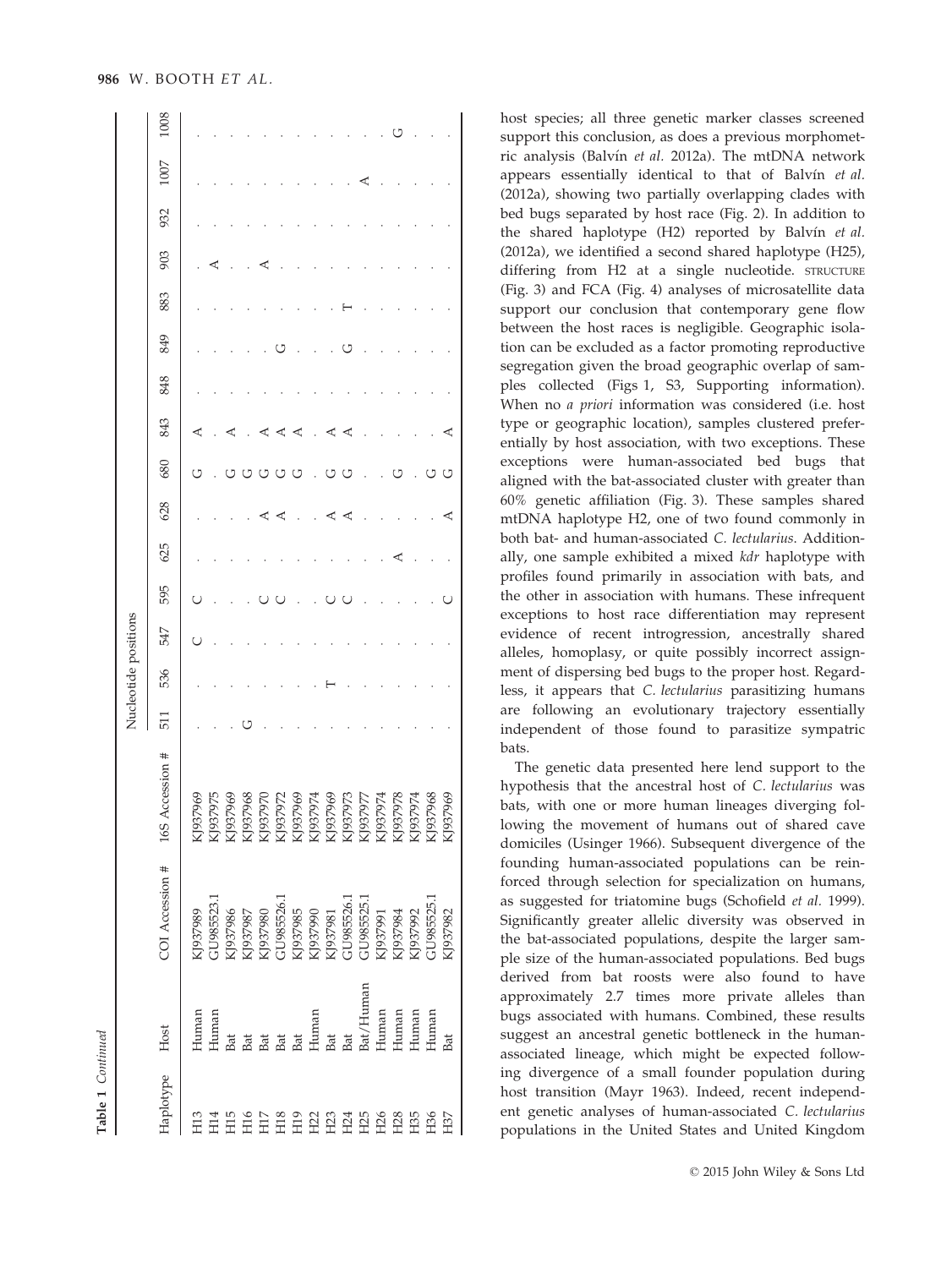**Table 1** *Continued*

| Haplotype | Host | COI Accession # | 16S Accession # | Nucleotide positions | | | | | | | | | | | | | | |
|---|---|---|---|---|---|---|---|---|---|---|---|---|---|---|---|---|---|---|
| | | | | 511 | 536 | 547 | 595 | 625 | 628 | 680 | 843 | 848 | 849 | 883 | 903 | 932 | 1007 | 1008 |
| H13 | Human | KJ937989 | KJ937969 | . | . | C | C | . | . | G | A | . | . | . | . | . | . | . |
| H14 | Human | GU985523.1 | KJ937975 | . | . | . | . | . | . | . | . | . | . | . | A | . | . | . |
| H15 | Bat | KJ937986 | KJ937969 | . | . | . | . | . | . | G | A | . | . | . | . | . | . | . |
| H16 | Bat | KJ937987 | KJ937968 | G | . | . | . | . | . | G | . | . | . | . | . | . | . | . |
| H17 | Bat | KJ937980 | KJ937970 | . | . | . | C | . | A | G | A | . | . | . | A | . | . | . |
| H18 | Bat | GU985526.1 | KJ937972 | . | . | . | C | . | A | G | A | . | G | . | . | . | . | . |
| H19 | Bat | KJ937985 | KJ937969 | . | . | . | . | . | . | G | A | . | . | . | . | . | . | . |
| H22 | Human | KJ937990 | KJ937974 | . | T | . | . | . | . | . | . | . | . | . | . | . | . | . |
| H23 | Bat | KJ937981 | KJ937969 | . | . | . | C | . | A | G | A | . | . | . | . | . | . | . |
| H24 | Bat | GU985526.1 | KJ937973 | . | . | . | C | . | A | G | A | . | G | T | . | . | . | . |
| H25 | Bat/Human | GU985525.1 | KJ937977 | . | . | . | . | . | . | . | . | . | . | . | . | . | A | . |
| H26 | Human | KJ937991 | KJ937974 | . | . | . | . | . | . | . | . | . | . | . | . | . | . | . |
| H28 | Human | KJ937984 | KJ937978 | . | . | . | . | A | . | G | . | . | . | . | . | . | . | G |
| H35 | Human | KJ937992 | KJ937974 | . | . | . | . | . | . | . | . | . | . | . | . | . | . | . |
| H36 | Human | GU985525.1 | KJ937968 | . | . | . | . | . | . | G | . | . | . | . | . | . | . | . |
| H37 | Bat | KJ937982 | KJ937969 | . | . | . | C | . | A | G | A | . | . | . | . | . | . | . |

host species; all three genetic marker classes screened support this conclusion, as does a previous morphometric analysis (Balvín *et al.* 2012a). The mtDNA network appears essentially identical to that of Balvín *et al.* (2012a), showing two partially overlapping clades with bed bugs separated by host race (Fig. 2). In addition to the shared haplotype (H2) reported by Balvín *et al.* (2012a), we identified a second shared haplotype (H25), differing from H2 at a single nucleotide. STRUCTURE (Fig. 3) and FCA (Fig. 4) analyses of microsatellite data support our conclusion that contemporary gene flow between the host races is negligible. Geographic isolation can be excluded as a factor promoting reproductive segregation given the broad geographic overlap of samples collected (Figs 1, S3, Supporting information). When no *a priori* information was considered (i.e. host type or geographic location), samples clustered preferentially by host association, with two exceptions. These exceptions were human-associated bed bugs that aligned with the bat-associated cluster with greater than 60% genetic affiliation (Fig. 3). These samples shared mtDNA haplotype H2, one of two found commonly in both bat- and human-associated *C. lectularius*. Additionally, one sample exhibited a mixed *kdr* haplotype with profiles found primarily in association with bats, and the other in association with humans. These infrequent exceptions to host race differentiation may represent evidence of recent introgression, ancestrally shared alleles, homoplasy, or quite possibly incorrect assignment of dispersing bed bugs to the proper host. Regardless, it appears that *C. lectularius* parasitizing humans are following an evolutionary trajectory essentially independent of those found to parasitize sympatric bats.

The genetic data presented here lend support to the hypothesis that the ancestral host of *C. lectularius* was bats, with one or more human lineages diverging following the movement of humans out of shared cave domiciles (Usinger 1966). Subsequent divergence of the founding human-associated populations can be reinforced through selection for specialization on humans, as suggested for triatomine bugs (Schofield *et al.* 1999). Significantly greater allelic diversity was observed in the bat-associated populations, despite the larger sample size of the human-associated populations. Bed bugs derived from bat roosts were also found to have approximately 2.7 times more private alleles than bugs associated with humans. Combined, these results suggest an ancestral genetic bottleneck in the human-associated lineage, which might be expected following divergence of a small founder population during host transition (Mayr 1963). Indeed, recent independent genetic analyses of human-associated *C. lectularius* populations in the United States and United Kingdom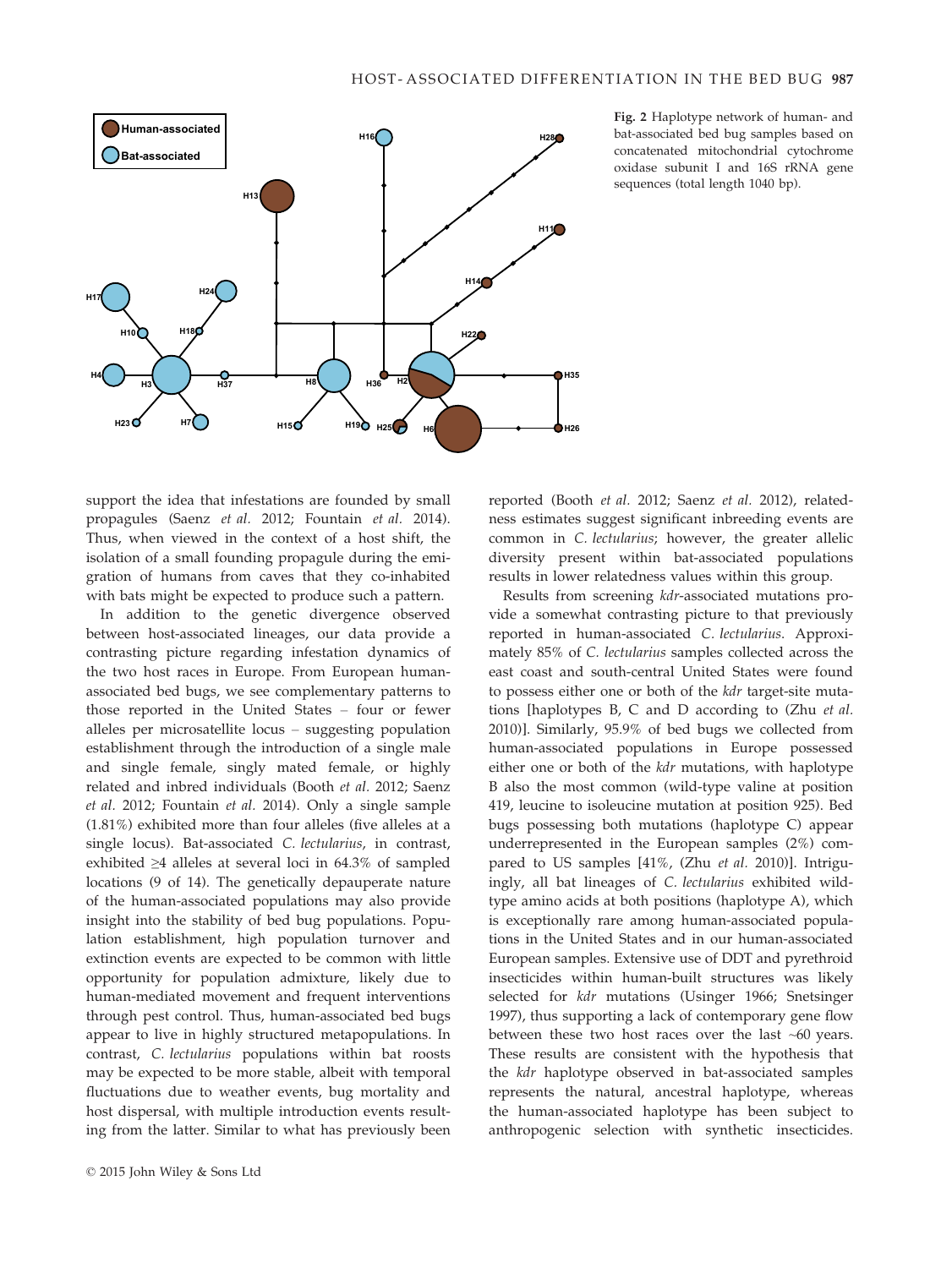Fig. 2 Haplotype network of human- and bat-associated bed bug samples based on concatenated mitochondrial cytochrome oxidase subunit I and 16S rRNA gene sequences (total length 1040 bp).

support the idea that infestations are founded by small propagules (Saenz *et al.* 2012; Fountain *et al.* 2014). Thus, when viewed in the context of a host shift, the isolation of a small founding propagule during the emigration of humans from caves that they co-inhabited with bats might be expected to produce such a pattern.

In addition to the genetic divergence observed between host-associated lineages, our data provide a contrasting picture regarding infestation dynamics of the two host races in Europe. From European human-associated bed bugs, we see complementary patterns to those reported in the United States – four or fewer alleles per microsatellite locus – suggesting population establishment through the introduction of a single male and single female, singly mated female, or highly related and inbred individuals (Booth *et al.* 2012; Saenz *et al.* 2012; Fountain *et al.* 2014). Only a single sample (1.81%) exhibited more than four alleles (five alleles at a single locus). Bat-associated *C. lectularius*, in contrast, exhibited ≥4 alleles at several loci in 64.3% of sampled locations (9 of 14). The genetically depauperate nature of the human-associated populations may also provide insight into the stability of bed bug populations. Population establishment, high population turnover and extinction events are expected to be common with little opportunity for population admixture, likely due to human-mediated movement and frequent interventions through pest control. Thus, human-associated bed bugs appear to live in highly structured metapopulations. In contrast, *C. lectularius* populations within bat roosts may be expected to be more stable, albeit with temporal fluctuations due to weather events, bug mortality and host dispersal, with multiple introduction events resulting from the latter. Similar to what has previously been reported (Booth *et al.* 2012; Saenz *et al.* 2012), relatedness estimates suggest significant inbreeding events are common in *C. lectularius*; however, the greater allelic diversity present within bat-associated populations results in lower relatedness values within this group.

Results from screening *kdr*-associated mutations provide a somewhat contrasting picture to that previously reported in human-associated *C. lectularius*. Approximately 85% of *C. lectularius* samples collected across the east coast and south-central United States were found to possess either one or both of the *kdr* target-site mutations [haplotypes B, C and D according to (Zhu *et al.* 2010)]. Similarly, 95.9% of bed bugs we collected from human-associated populations in Europe possessed either one or both of the *kdr* mutations, with haplotype B also the most common (wild-type valine at position 419, leucine to isoleucine mutation at position 925). Bed bugs possessing both mutations (haplotype C) appear underrepresented in the European samples (2%) compared to US samples [41%, (Zhu *et al.* 2010)]. Intriguingly, all bat lineages of *C. lectularius* exhibited wild-type amino acids at both positions (haplotype A), which is exceptionally rare among human-associated populations in the United States and in our human-associated European samples. Extensive use of DDT and pyrethroid insecticides within human-built structures was likely selected for *kdr* mutations (Usinger 1966; Snetsinger 1997), thus supporting a lack of contemporary gene flow between these two host races over the last ~60 years. These results are consistent with the hypothesis that the *kdr* haplotype observed in bat-associated samples represents the natural, ancestral haplotype, whereas the human-associated haplotype has been subject to anthropogenic selection with synthetic insecticides.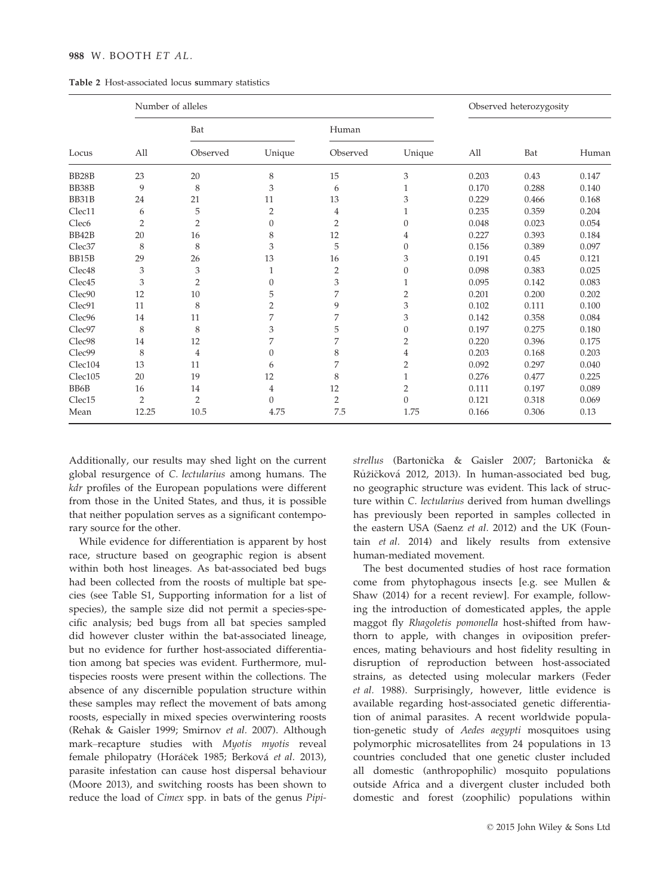**Table 2** Host-associated locus summary statistics

| Locus | Number of alleles | | | | | Observed heterozygosity | | |
|---|---|---|---|---|---|---|---|---|
| | | Bat | | Human | | | | |
| | All | Observed | Unique | Observed | Unique | All | Bat | Human |
| BB28B | 23 | 20 | 8 | 15 | 3 | 0.203 | 0.43 | 0.147 |
| BB38B | 9 | 8 | 3 | 6 | 1 | 0.170 | 0.288 | 0.140 |
| BB31B | 24 | 21 | 11 | 13 | 3 | 0.229 | 0.466 | 0.168 |
| Clec11 | 6 | 5 | 2 | 4 | 1 | 0.235 | 0.359 | 0.204 |
| Clec6 | 2 | 2 | 0 | 2 | 0 | 0.048 | 0.023 | 0.054 |
| BB42B | 20 | 16 | 8 | 12 | 4 | 0.227 | 0.393 | 0.184 |
| Clec37 | 8 | 8 | 3 | 5 | 0 | 0.156 | 0.389 | 0.097 |
| BB15B | 29 | 26 | 13 | 16 | 3 | 0.191 | 0.45 | 0.121 |
| Clec48 | 3 | 3 | 1 | 2 | 0 | 0.098 | 0.383 | 0.025 |
| Clec45 | 3 | 2 | 0 | 3 | 1 | 0.095 | 0.142 | 0.083 |
| Clec90 | 12 | 10 | 5 | 7 | 2 | 0.201 | 0.200 | 0.202 |
| Clec91 | 11 | 8 | 2 | 9 | 3 | 0.102 | 0.111 | 0.100 |
| Clec96 | 14 | 11 | 7 | 7 | 3 | 0.142 | 0.358 | 0.084 |
| Clec97 | 8 | 8 | 3 | 5 | 0 | 0.197 | 0.275 | 0.180 |
| Clec98 | 14 | 12 | 7 | 7 | 2 | 0.220 | 0.396 | 0.175 |
| Clec99 | 8 | 4 | 0 | 8 | 4 | 0.203 | 0.168 | 0.203 |
| Clec104 | 13 | 11 | 6 | 7 | 2 | 0.092 | 0.297 | 0.040 |
| Clec105 | 20 | 19 | 12 | 8 | 1 | 0.276 | 0.477 | 0.225 |
| BB6B | 16 | 14 | 4 | 12 | 2 | 0.111 | 0.197 | 0.089 |
| Clec15 | 2 | 2 | 0 | 2 | 0 | 0.121 | 0.318 | 0.069 |
| Mean | 12.25 | 10.5 | 4.75 | 7.5 | 1.75 | 0.166 | 0.306 | 0.13 |

Additionally, our results may shed light on the current global resurgence of *C. lectularius* among humans. The *kdr* profiles of the European populations were different from those in the United States, and thus, it is possible that neither population serves as a significant contemporary source for the other.

While evidence for differentiation is apparent by host race, structure based on geographic region is absent within both host lineages. As bat-associated bed bugs had been collected from the roosts of multiple bat species (see Table S1, Supporting information for a list of species), the sample size did not permit a species-specific analysis; bed bugs from all bat species sampled did however cluster within the bat-associated lineage, but no evidence for further host-associated differentiation among bat species was evident. Furthermore, multispecies roosts were present within the collections. The absence of any discernible population structure within these samples may reflect the movement of bats among roosts, especially in mixed species overwintering roosts (Rehak & Gaisler 1999; Smirnov *et al*. 2007). Although mark–recapture studies with *Myotis myotis* reveal female philopatry (Horáček 1985; Berková *et al*. 2013), parasite infestation can cause host dispersal behaviour (Moore 2013), and switching roosts has been shown to reduce the load of *Cimex* spp. in bats of the genus *Pipistrellus* (Bartonička & Gaisler 2007; Bartonička & Růžičková 2012, 2013). In human-associated bed bug, no geographic structure was evident. This lack of structure within *C. lectularius* derived from human dwellings has previously been reported in samples collected in the eastern USA (Saenz *et al*. 2012) and the UK (Fountain *et al.* 2014) and likely results from extensive human-mediated movement.

The best documented studies of host race formation come from phytophagous insects [e.g. see Mullen & Shaw (2014) for a recent review]. For example, following the introduction of domesticated apples, the apple maggot fly *Rhagoletis pomonella* host-shifted from hawthorn to apple, with changes in oviposition preferences, mating behaviours and host fidelity resulting in disruption of reproduction between host-associated strains, as detected using molecular markers (Feder *et al.* 1988). Surprisingly, however, little evidence is available regarding host-associated genetic differentiation of animal parasites. A recent worldwide population-genetic study of *Aedes aegypti* mosquitoes using polymorphic microsatellites from 24 populations in 13 countries concluded that one genetic cluster included all domestic (anthropophilic) mosquito populations outside Africa and a divergent cluster included both domestic and forest (zoophilic) populations within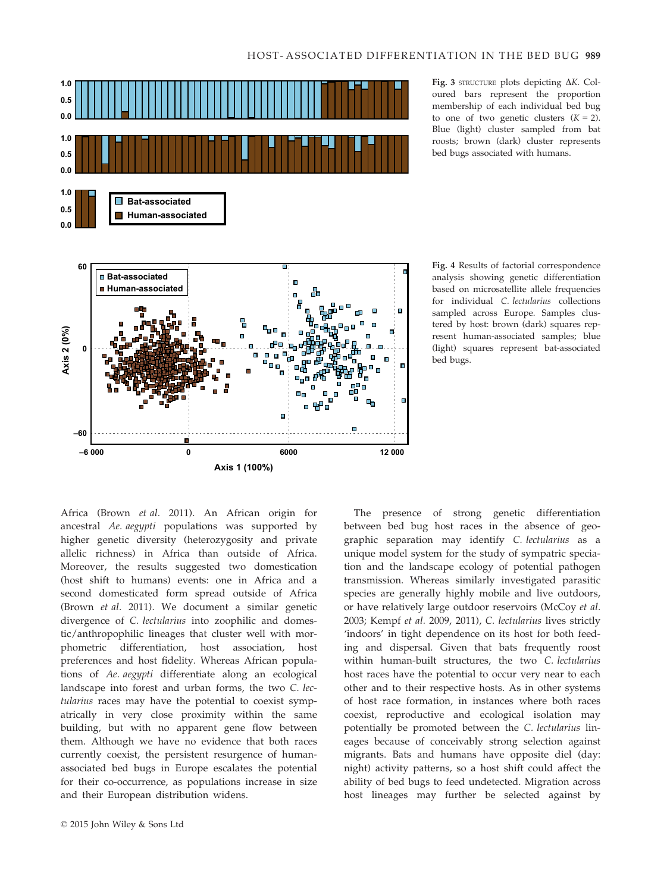Fig. 3 STRUCTURE plots depicting ΔK. Coloured bars represent the proportion membership of each individual bed bug to one of two genetic clusters ($K = 2$). Blue (light) cluster sampled from bat roosts; brown (dark) cluster represents bed bugs associated with humans.

Fig. 4 Results of factorial correspondence analysis showing genetic differentiation based on microsatellite allele frequencies for individual *C. lectularius* collections sampled across Europe. Samples clustered by host: brown (dark) squares represent human-associated samples; blue (light) squares represent bat-associated bed bugs.

Africa (Brown *et al.* 2011). An African origin for ancestral *Ae. aegypti* populations was supported by higher genetic diversity (heterozygosity and private allelic richness) in Africa than outside of Africa. Moreover, the results suggested two domestication (host shift to humans) events: one in Africa and a second domesticated form spread outside of Africa (Brown *et al.* 2011). We document a similar genetic divergence of *C. lectularius* into zoophilic and domestic/anthropophilic lineages that cluster well with morphometric differentiation, host association, host preferences and host fidelity. Whereas African populations of *Ae. aegypti* differentiate along an ecological landscape into forest and urban forms, the two *C. lectularius* races may have the potential to coexist sympatrically in very close proximity within the same building, but with no apparent gene flow between them. Although we have no evidence that both races currently coexist, the persistent resurgence of human-associated bed bugs in Europe escalates the potential for their co-occurrence, as populations increase in size and their European distribution widens.

The presence of strong genetic differentiation between bed bug host races in the absence of geographic separation may identify *C. lectularius* as a unique model system for the study of sympatric speciation and the landscape ecology of potential pathogen transmission. Whereas similarly investigated parasitic species are generally highly mobile and live outdoors, or have relatively large outdoor reservoirs (McCoy *et al.* 2003; Kempf *et al.* 2009, 2011), *C. lectularius* lives strictly 'indoors' in tight dependence on its host for both feeding and dispersal. Given that bats frequently roost within human-built structures, the two *C. lectularius* host races have the potential to occur very near to each other and to their respective hosts. As in other systems of host race formation, in instances where both races coexist, reproductive and ecological isolation may potentially be promoted between the *C. lectularius* lineages because of conceivably strong selection against migrants. Bats and humans have opposite diel (day: night) activity patterns, so a host shift could affect the ability of bed bugs to feed undetected. Migration across host lineages may further be selected against by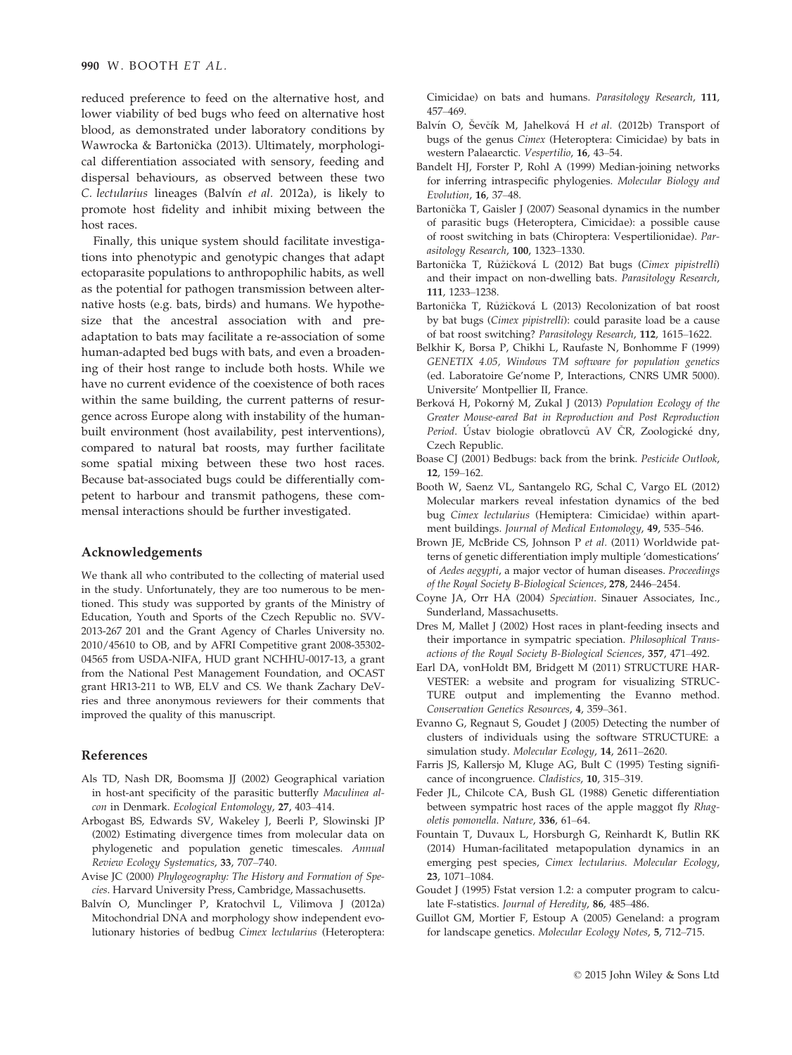reduced preference to feed on the alternative host, and lower viability of bed bugs who feed on alternative host blood, as demonstrated under laboratory conditions by Wawrocka & Bartonička (2013). Ultimately, morphological differentiation associated with sensory, feeding and dispersal behaviours, as observed between these two *C. lectularius* lineages (Balvín *et al.* 2012a), is likely to promote host fidelity and inhibit mixing between the host races.

Finally, this unique system should facilitate investigations into phenotypic and genotypic changes that adapt ectoparasite populations to anthropophilic habits, as well as the potential for pathogen transmission between alternative hosts (e.g. bats, birds) and humans. We hypothesize that the ancestral association with and pre-adaptation to bats may facilitate a re-association of some human-adapted bed bugs with bats, and even a broadening of their host range to include both hosts. While we have no current evidence of the coexistence of both races within the same building, the current patterns of resurgence across Europe along with instability of the human-built environment (host availability, pest interventions), compared to natural bat roosts, may further facilitate some spatial mixing between these two host races. Because bat-associated bugs could be differentially competent to harbour and transmit pathogens, these commensal interactions should be further investigated.

## Acknowledgements

We thank all who contributed to the collecting of material used in the study. Unfortunately, they are too numerous to be mentioned. This study was supported by grants of the Ministry of Education, Youth and Sports of the Czech Republic no. SVV-2013-267 201 and the Grant Agency of Charles University no. 2010/45610 to OB, and by AFRI Competitive grant 2008-35302-04565 from USDA-NIFA, HUD grant NCHHU-0017-13, a grant from the National Pest Management Foundation, and OCAST grant HR13-211 to WB, ELV and CS. We thank Zachary DeVries and three anonymous reviewers for their comments that improved the quality of this manuscript.

## References

Als TD, Nash DR, Boomsma JJ (2002) Geographical variation in host-ant specificity of the parasitic butterfly *Maculinea alcon* in Denmark. *Ecological Entomology*, **27**, 403–414.

Arbogast BS, Edwards SV, Wakeley J, Beerli P, Slowinski JP (2002) Estimating divergence times from molecular data on phylogenetic and population genetic timescales. *Annual Review Ecology Systematics*, **33**, 707–740.

Avise JC (2000) *Phylogeography: The History and Formation of Species*. Harvard University Press, Cambridge, Massachusetts.

Balvín O, Munclinger P, Kratochvil L, Vilimova J (2012a) Mitochondrial DNA and morphology show independent evolutionary histories of bedbug *Cimex lectularius* (Heteroptera: Cimicidae) on bats and humans. *Parasitology Research*, **111**, 457–469.

Balvín O, Ševčík M, Jahelková H *et al.* (2012b) Transport of bugs of the genus *Cimex* (Heteroptera: Cimicidae) by bats in western Palaearctic. *Vespertilio*, **16**, 43–54.

Bandelt HJ, Forster P, Rohl A (1999) Median-joining networks for inferring intraspecific phylogenies. *Molecular Biology and Evolution*, **16**, 37–48.

Bartonička T, Gaisler J (2007) Seasonal dynamics in the number of parasitic bugs (Heteroptera, Cimicidae): a possible cause of roost switching in bats (Chiroptera: Vespertilionidae). *Parasitology Research*, **100**, 1323–1330.

Bartonička T, Růžičková L (2012) Bat bugs (*Cimex pipistrelli*) and their impact on non-dwelling bats. *Parasitology Research*, **111**, 1233–1238.

Bartonička T, Růžičková L (2013) Recolonization of bat roost by bat bugs (*Cimex pipistrelli*): could parasite load be a cause of bat roost switching? *Parasitology Research*, **112**, 1615–1622.

Belkhir K, Borsa P, Chikhi L, Raufaste N, Bonhomme F (1999) *GENETIX 4.05, Windows TM software for population genetics* (ed. Laboratoire Ge'nome P, Interactions, CNRS UMR 5000). Universite' Montpellier II, France.

Berková H, Pokorný M, Zukal J (2013) *Population Ecology of the Greater Mouse-eared Bat in Reproduction and Post Reproduction Period*. Ústav biologie obratlovců AV ČR, Zoologické dny, Czech Republic.

Boase CJ (2001) Bedbugs: back from the brink. *Pesticide Outlook*, **12**, 159–162.

Booth W, Saenz VL, Santangelo RG, Schal C, Vargo EL (2012) Molecular markers reveal infestation dynamics of the bed bug *Cimex lectularius* (Hemiptera: Cimicidae) within apartment buildings. *Journal of Medical Entomology*, **49**, 535–546.

Brown JE, McBride CS, Johnson P *et al.* (2011) Worldwide patterns of genetic differentiation imply multiple 'domestications' of *Aedes aegypti*, a major vector of human diseases. *Proceedings of the Royal Society B-Biological Sciences*, **278**, 2446–2454.

Coyne JA, Orr HA (2004) *Speciation*. Sinauer Associates, Inc., Sunderland, Massachusetts.

Dres M, Mallet J (2002) Host races in plant-feeding insects and their importance in sympatric speciation. *Philosophical Transactions of the Royal Society B-Biological Sciences*, **357**, 471–492.

Earl DA, vonHoldt BM, Bridgett M (2011) STRUCTURE HARVESTER: a website and program for visualizing STRUCTURE output and implementing the Evanno method. *Conservation Genetics Resources*, **4**, 359–361.

Evanno G, Regnaut S, Goudet J (2005) Detecting the number of clusters of individuals using the software STRUCTURE: a simulation study. *Molecular Ecology*, **14**, 2611–2620.

Farris JS, Kallersjo M, Kluge AG, Bult C (1995) Testing significance of incongruence. *Cladistics*, **10**, 315–319.

Feder JL, Chilcote CA, Bush GL (1988) Genetic differentiation between sympatric host races of the apple maggot fly *Rhagoletis pomonella*. *Nature*, **336**, 61–64.

Fountain T, Duvaux L, Horsburgh G, Reinhardt K, Butlin RK (2014) Human-facilitated metapopulation dynamics in an emerging pest species, *Cimex lectularius*. *Molecular Ecology*, **23**, 1071–1084.

Goudet J (1995) Fstat version 1.2: a computer program to calculate F-statistics. *Journal of Heredity*, **86**, 485–486.

Guillot GM, Mortier F, Estoup A (2005) Geneland: a program for landscape genetics. *Molecular Ecology Notes*, **5**, 712–715.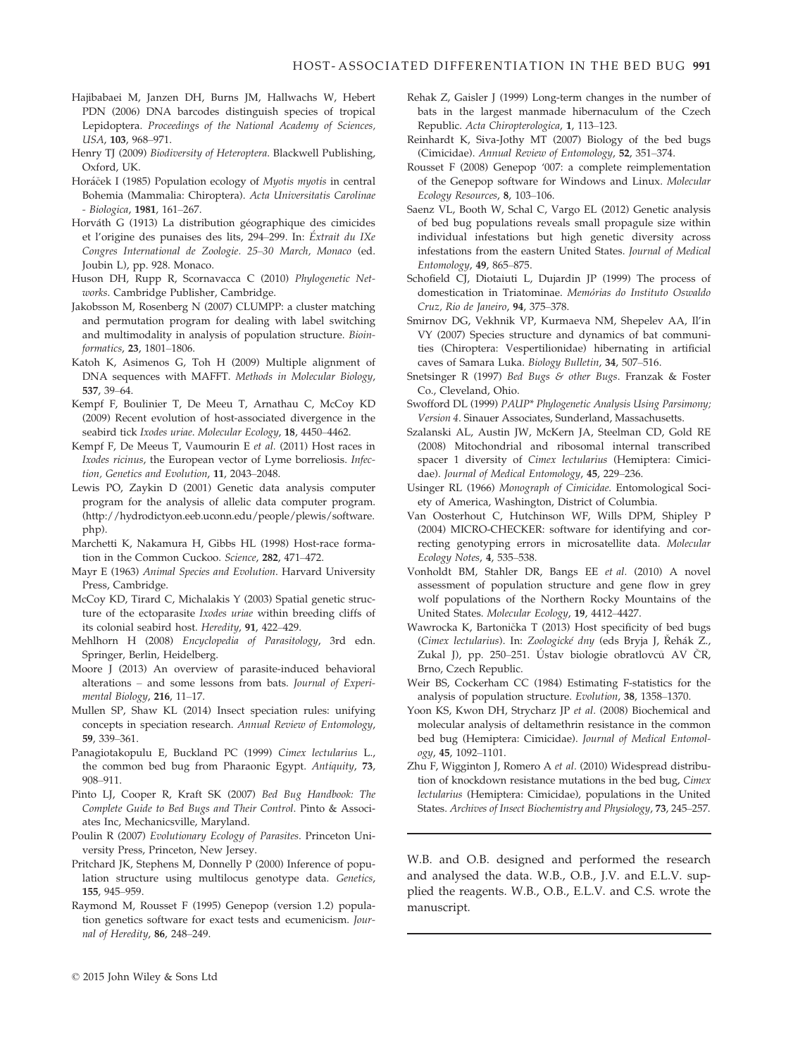Hajibabaei M, Janzen DH, Burns JM, Hallwachs W, Hebert PDN (2006) DNA barcodes distinguish species of tropical Lepidoptera. *Proceedings of the National Academy of Sciences, USA*, **103**, 968–971.

Henry TJ (2009) *Biodiversity of Heteroptera*. Blackwell Publishing, Oxford, UK.

Horáček I (1985) Population ecology of *Myotis myotis* in central Bohemia (Mammalia: Chiroptera). *Acta Universitatis Carolinae - Biologica*, **1981**, 161–267.

Horváth G (1913) La distribution géographique des cimicides et l'origine des punaises des lits, 294–299. In: *Éxtrait du IXe Congres International de Zoologie. 25–30 March, Monaco* (ed. Joubin L), pp. 928. Monaco.

Huson DH, Rupp R, Scornavacca C (2010) *Phylogenetic Networks*. Cambridge Publisher, Cambridge.

Jakobsson M, Rosenberg N (2007) CLUMPP: a cluster matching and permutation program for dealing with label switching and multimodality in analysis of population structure. *Bioinformatics*, **23**, 1801–1806.

Katoh K, Asimenos G, Toh H (2009) Multiple alignment of DNA sequences with MAFFT. *Methods in Molecular Biology*, **537**, 39–64.

Kempf F, Boulinier T, De Meeu T, Arnathau C, McCoy KD (2009) Recent evolution of host-associated divergence in the seabird tick *Ixodes uriae*. *Molecular Ecology*, **18**, 4450–4462.

Kempf F, De Meeus T, Vaumourin E *et al.* (2011) Host races in *Ixodes ricinus*, the European vector of Lyme borreliosis. *Infection, Genetics and Evolution*, **11**, 2043–2048.

Lewis PO, Zaykin D (2001) Genetic data analysis computer program for the analysis of allelic data computer program. (http://hydrodictyon.eeb.uconn.edu/people/plewis/software.php).

Marchetti K, Nakamura H, Gibbs HL (1998) Host-race formation in the Common Cuckoo. *Science*, **282**, 471–472.

Mayr E (1963) *Animal Species and Evolution*. Harvard University Press, Cambridge.

McCoy KD, Tirard C, Michalakis Y (2003) Spatial genetic structure of the ectoparasite *Ixodes uriae* within breeding cliffs of its colonial seabird host. *Heredity*, **91**, 422–429.

Mehlhorn H (2008) *Encyclopedia of Parasitology*, 3rd edn. Springer, Berlin, Heidelberg.

Moore J (2013) An overview of parasite-induced behavioral alterations – and some lessons from bats. *Journal of Experimental Biology*, **216**, 11–17.

Mullen SP, Shaw KL (2014) Insect speciation rules: unifying concepts in speciation research. *Annual Review of Entomology*, **59**, 339–361.

Panagiotakopulu E, Buckland PC (1999) *Cimex lectularius* L., the common bed bug from Pharaonic Egypt. *Antiquity*, **73**, 908–911.

Pinto LJ, Cooper R, Kraft SK (2007) *Bed Bug Handbook: The Complete Guide to Bed Bugs and Their Control*. Pinto & Associates Inc, Mechanicsville, Maryland.

Poulin R (2007) *Evolutionary Ecology of Parasites*. Princeton University Press, Princeton, New Jersey.

Pritchard JK, Stephens M, Donnelly P (2000) Inference of population structure using multilocus genotype data. *Genetics*, **155**, 945–959.

Raymond M, Rousset F (1995) Genepop (version 1.2) population genetics software for exact tests and ecumenicism. *Journal of Heredity*, **86**, 248–249.

Rehak Z, Gaisler J (1999) Long-term changes in the number of bats in the largest manmade hibernaculum of the Czech Republic. *Acta Chiropterologica*, **1**, 113–123.

Reinhardt K, Siva-Jothy MT (2007) Biology of the bed bugs (Cimicidae). *Annual Review of Entomology*, **52**, 351–374.

Rousset F (2008) Genepop '007: a complete reimplementation of the Genepop software for Windows and Linux. *Molecular Ecology Resources*, **8**, 103–106.

Saenz VL, Booth W, Schal C, Vargo EL (2012) Genetic analysis of bed bug populations reveals small propagule size within individual infestations but high genetic diversity across infestations from the eastern United States. *Journal of Medical Entomology*, **49**, 865–875.

Schofield CJ, Diotaiuti L, Dujardin JP (1999) The process of domestication in Triatominae. *Memórias do Instituto Oswaldo Cruz, Rio de Janeiro*, **94**, 375–378.

Smirnov DG, Vekhnik VP, Kurmaeva NM, Shepelev AA, Il'in VY (2007) Species structure and dynamics of bat communities (Chiroptera: Vespertilionidae) hibernating in artificial caves of Samara Luka. *Biology Bulletin*, **34**, 507–516.

Snetsinger R (1997) *Bed Bugs & other Bugs*. Franzak & Foster Co., Cleveland, Ohio.

Swofford DL (1999) *PAUP\* Phylogenetic Analysis Using Parsimony; Version 4*. Sinauer Associates, Sunderland, Massachusetts.

Szalanski AL, Austin JW, McKern JA, Steelman CD, Gold RE (2008) Mitochondrial and ribosomal internal transcribed spacer 1 diversity of *Cimex lectularius* (Hemiptera: Cimicidae). *Journal of Medical Entomology*, **45**, 229–236.

Usinger RL (1966) *Monograph of Cimicidae*. Entomological Society of America, Washington, District of Columbia.

Van Oosterhout C, Hutchinson WF, Wills DPM, Shipley P (2004) MICRO-CHECKER: software for identifying and correcting genotyping errors in microsatellite data. *Molecular Ecology Notes*, **4**, 535–538.

Vonholdt BM, Stahler DR, Bangs EE *et al.* (2010) A novel assessment of population structure and gene flow in grey wolf populations of the Northern Rocky Mountains of the United States. *Molecular Ecology*, **19**, 4412–4427.

Wawrocka K, Bartonička T (2013) Host specificity of bed bugs (*Cimex lectularius*). In: *Zoologické dny* (eds Bryja J, Řehák Z., Zukal J), pp. 250–251. Ústav biologie obratlovců AV ČR, Brno, Czech Republic.

Weir BS, Cockerham CC (1984) Estimating F-statistics for the analysis of population structure. *Evolution*, **38**, 1358–1370.

Yoon KS, Kwon DH, Strycharz JP *et al.* (2008) Biochemical and molecular analysis of deltamethrin resistance in the common bed bug (Hemiptera: Cimicidae). *Journal of Medical Entomology*, **45**, 1092–1101.

Zhu F, Wigginton J, Romero A *et al.* (2010) Widespread distribution of knockdown resistance mutations in the bed bug, *Cimex lectularius* (Hemiptera: Cimicidae), populations in the United States. *Archives of Insect Biochemistry and Physiology*, **73**, 245–257.

---

W.B. and O.B. designed and performed the research and analysed the data. W.B., O.B., J.V. and E.L.V. supplied the reagents. W.B., O.B., E.L.V. and C.S. wrote the manuscript.

---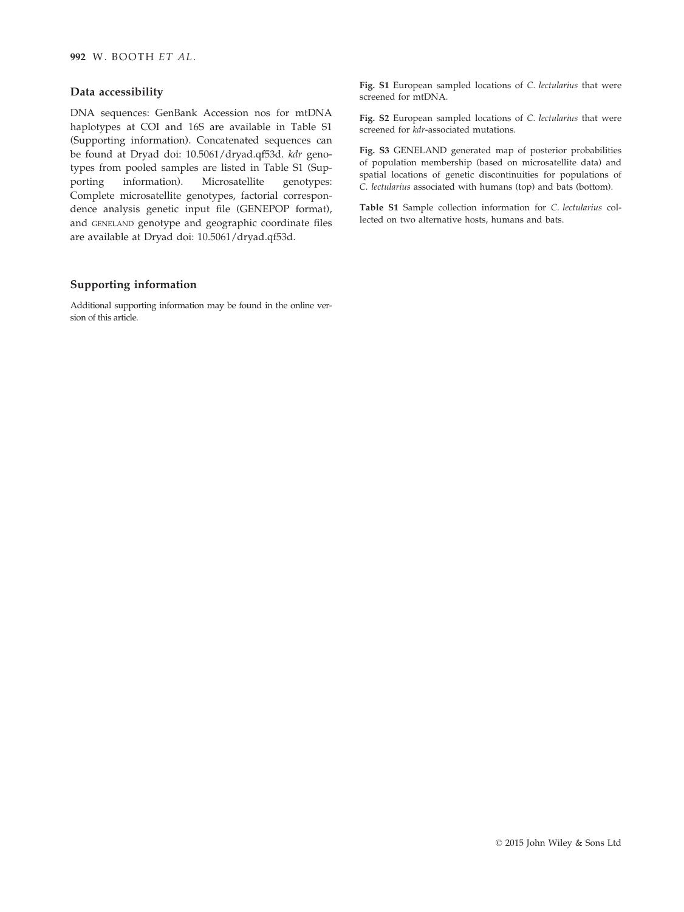## Data accessibility

DNA sequences: GenBank Accession nos for mtDNA haplotypes at COI and 16S are available in Table S1 (Supporting information). Concatenated sequences can be found at Dryad doi: 10.5061/dryad.qf53d. *kdr* genotypes from pooled samples are listed in Table S1 (Supporting information). Microsatellite genotypes: Complete microsatellite genotypes, factorial correspondence analysis genetic input file (GENEPOP format), and GENELAND genotype and geographic coordinate files are available at Dryad doi: 10.5061/dryad.qf53d.

## Supporting information

Additional supporting information may be found in the online version of this article.

**Fig. S1** European sampled locations of *C. lectularius* that were screened for mtDNA.

**Fig. S2** European sampled locations of *C. lectularius* that were screened for *kdr*-associated mutations.

**Fig. S3** GENELAND generated map of posterior probabilities of population membership (based on microsatellite data) and spatial locations of genetic discontinuities for populations of *C. lectularius* associated with humans (top) and bats (bottom).

**Table S1** Sample collection information for *C. lectularius* collected on two alternative hosts, humans and bats.

© 2015 John Wiley & Sons Ltd